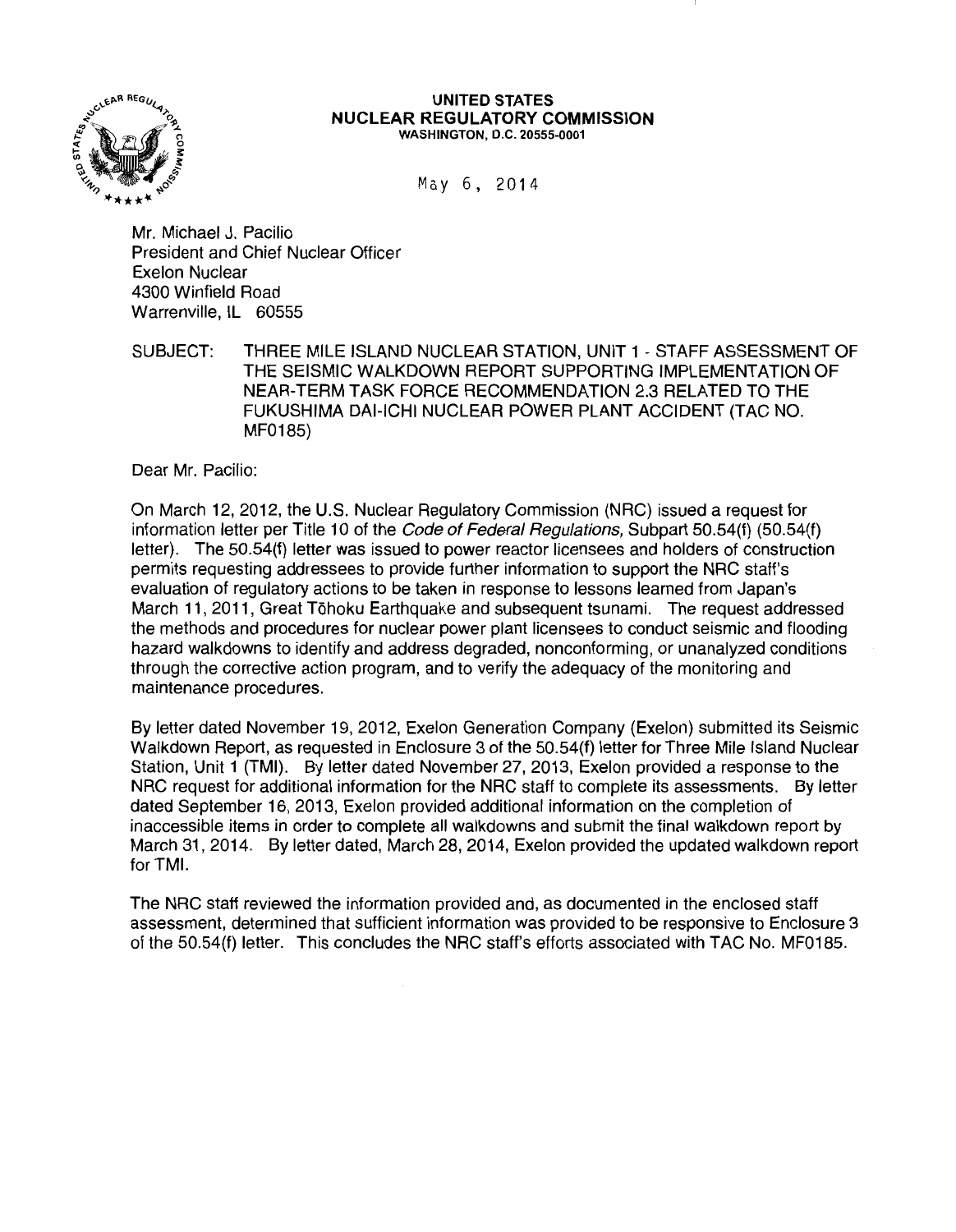**UNITED STATES**
**NUCLEAR REGULATORY COMMISSION**
**WASHINGTON, D.C. 20555-0001**

May 6, 2014

Mr. Michael J. Pacilio
President and Chief Nuclear Officer
Exelon Nuclear
4300 Winfield Road
Warrenville, IL 60555

SUBJECT: THREE MILE ISLAND NUCLEAR STATION, UNIT 1 - STAFF ASSESSMENT OF THE SEISMIC WALKDOWN REPORT SUPPORTING IMPLEMENTATION OF NEAR-TERM TASK FORCE RECOMMENDATION 2.3 RELATED TO THE FUKUSHIMA DAI-ICHI NUCLEAR POWER PLANT ACCIDENT (TAC NO. MF0185)

Dear Mr. Pacilio:

On March 12, 2012, the U.S. Nuclear Regulatory Commission (NRC) issued a request for information letter per Title 10 of the *Code of Federal Regulations,* Subpart 50.54(f) (50.54(f) letter). The 50.54(f) letter was issued to power reactor licensees and holders of construction permits requesting addressees to provide further information to support the NRC staff's evaluation of regulatory actions to be taken in response to lessons learned from Japan's March 11, 2011, Great Tōhoku Earthquake and subsequent tsunami. The request addressed the methods and procedures for nuclear power plant licensees to conduct seismic and flooding hazard walkdowns to identify and address degraded, nonconforming, or unanalyzed conditions through the corrective action program, and to verify the adequacy of the monitoring and maintenance procedures.

By letter dated November 19, 2012, Exelon Generation Company (Exelon) submitted its Seismic Walkdown Report, as requested in Enclosure 3 of the 50.54(f) letter for Three Mile Island Nuclear Station, Unit 1 (TMI). By letter dated November 27, 2013, Exelon provided a response to the NRC request for additional information for the NRC staff to complete its assessments. By letter dated September 16, 2013, Exelon provided additional information on the completion of inaccessible items in order to complete all walkdowns and submit the final walkdown report by March 31, 2014. By letter dated, March 28, 2014, Exelon provided the updated walkdown report for TMI.

The NRC staff reviewed the information provided and, as documented in the enclosed staff assessment, determined that sufficient information was provided to be responsive to Enclosure 3 of the 50.54(f) letter. This concludes the NRC staff's efforts associated with TAC No. MF0185.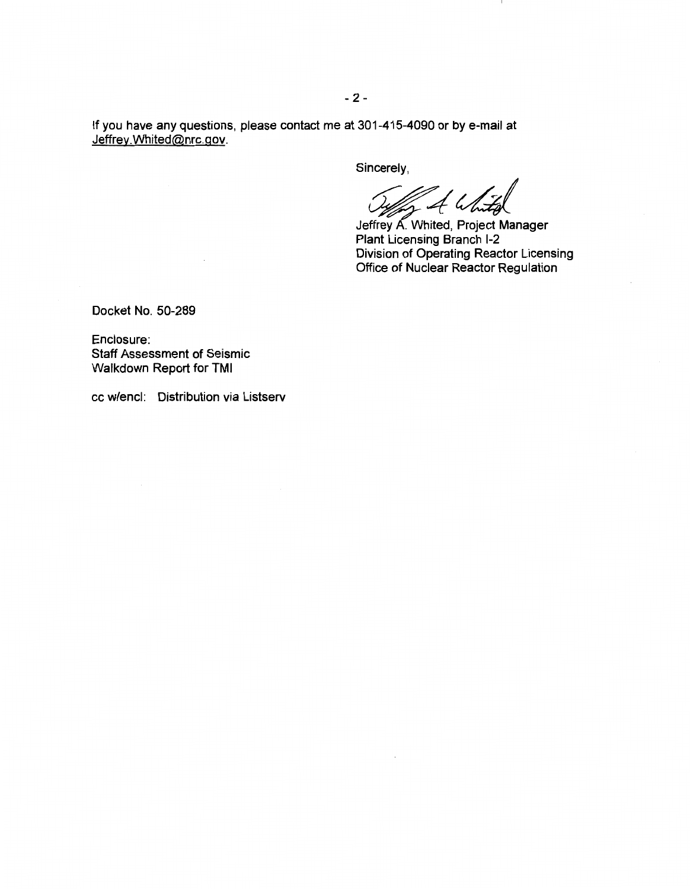If you have any questions, please contact me at 301-415-4090 or by e-mail at Jeffrey.Whited@nrc.gov.

Sincerely,

Jeffrey A. Whited, Project Manager
Plant Licensing Branch I-2
Division of Operating Reactor Licensing
Office of Nuclear Reactor Regulation

Docket No. 50-289

Enclosure:
Staff Assessment of Seismic
Walkdown Report for TMI

cc w/encl: Distribution via Listserv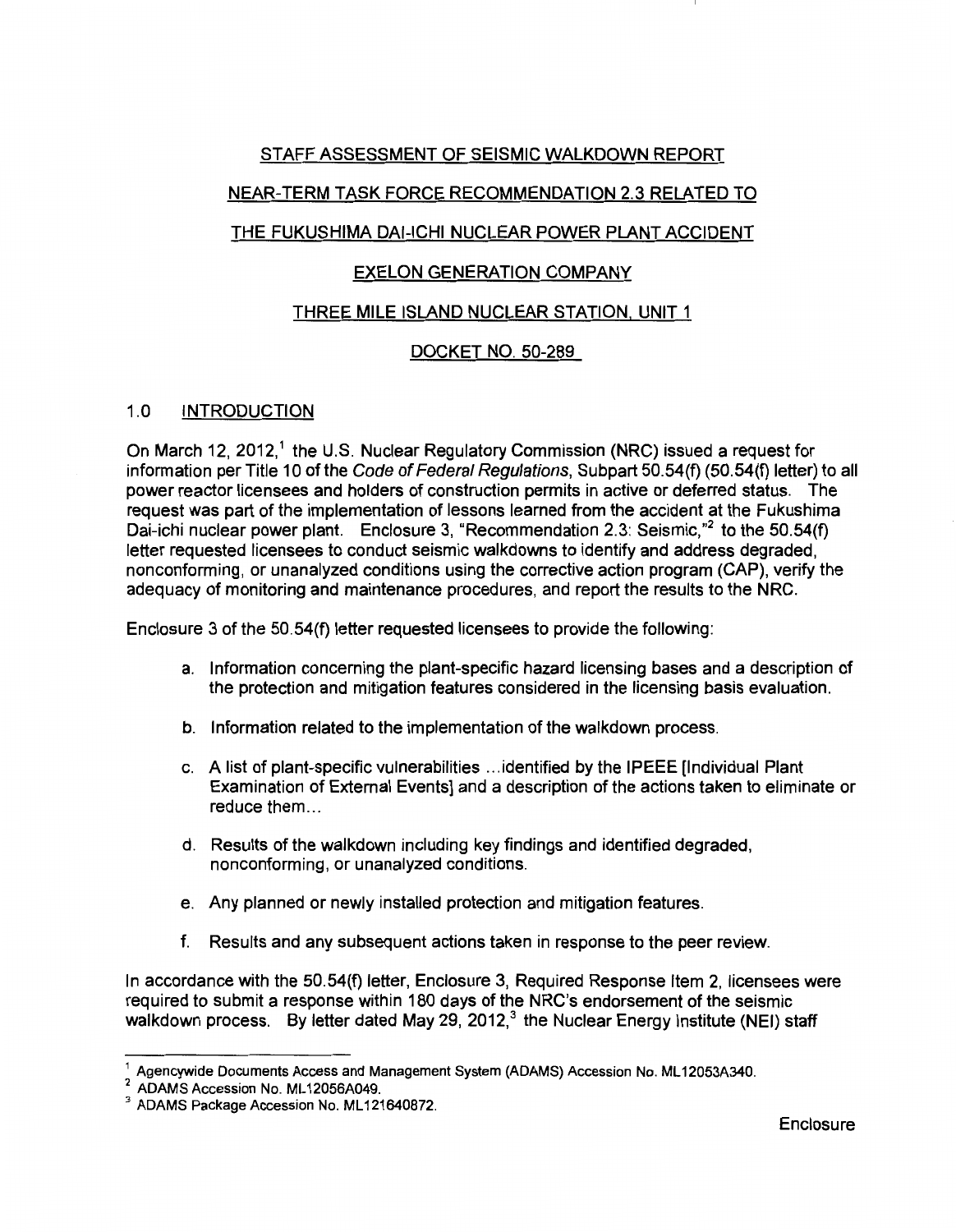STAFF ASSESSMENT OF SEISMIC WALKDOWN REPORT

NEAR-TERM TASK FORCE RECOMMENDATION 2.3 RELATED TO

THE FUKUSHIMA DAI-ICHI NUCLEAR POWER PLANT ACCIDENT

EXELON GENERATION COMPANY

THREE MILE ISLAND NUCLEAR STATION, UNIT 1

DOCKET NO. 50-289

## 1.0 INTRODUCTION

On March 12, 2012,[1] the U.S. Nuclear Regulatory Commission (NRC) issued a request for information per Title 10 of the *Code of Federal Regulations*, Subpart 50.54(f) (50.54(f) letter) to all power reactor licensees and holders of construction permits in active or deferred status. The request was part of the implementation of lessons learned from the accident at the Fukushima Dai-ichi nuclear power plant. Enclosure 3, "Recommendation 2.3: Seismic,"[2] to the 50.54(f) letter requested licensees to conduct seismic walkdowns to identify and address degraded, nonconforming, or unanalyzed conditions using the corrective action program (CAP), verify the adequacy of monitoring and maintenance procedures, and report the results to the NRC.

Enclosure 3 of the 50.54(f) letter requested licensees to provide the following:

a. Information concerning the plant-specific hazard licensing bases and a description of the protection and mitigation features considered in the licensing basis evaluation.

b. Information related to the implementation of the walkdown process.

c. A list of plant-specific vulnerabilities ... identified by the IPEEE [Individual Plant Examination of External Events] and a description of the actions taken to eliminate or reduce them...

d. Results of the walkdown including key findings and identified degraded, nonconforming, or unanalyzed conditions.

e. Any planned or newly installed protection and mitigation features.

f. Results and any subsequent actions taken in response to the peer review.

In accordance with the 50.54(f) letter, Enclosure 3, Required Response Item 2, licensees were required to submit a response within 180 days of the NRC's endorsement of the seismic walkdown process. By letter dated May 29, 2012,[3] the Nuclear Energy Institute (NEI) staff

---

[1] Agencywide Documents Access and Management System (ADAMS) Accession No. ML12053A340.
[2] ADAMS Accession No. ML12056A049.
[3] ADAMS Package Accession No. ML121640872.

Enclosure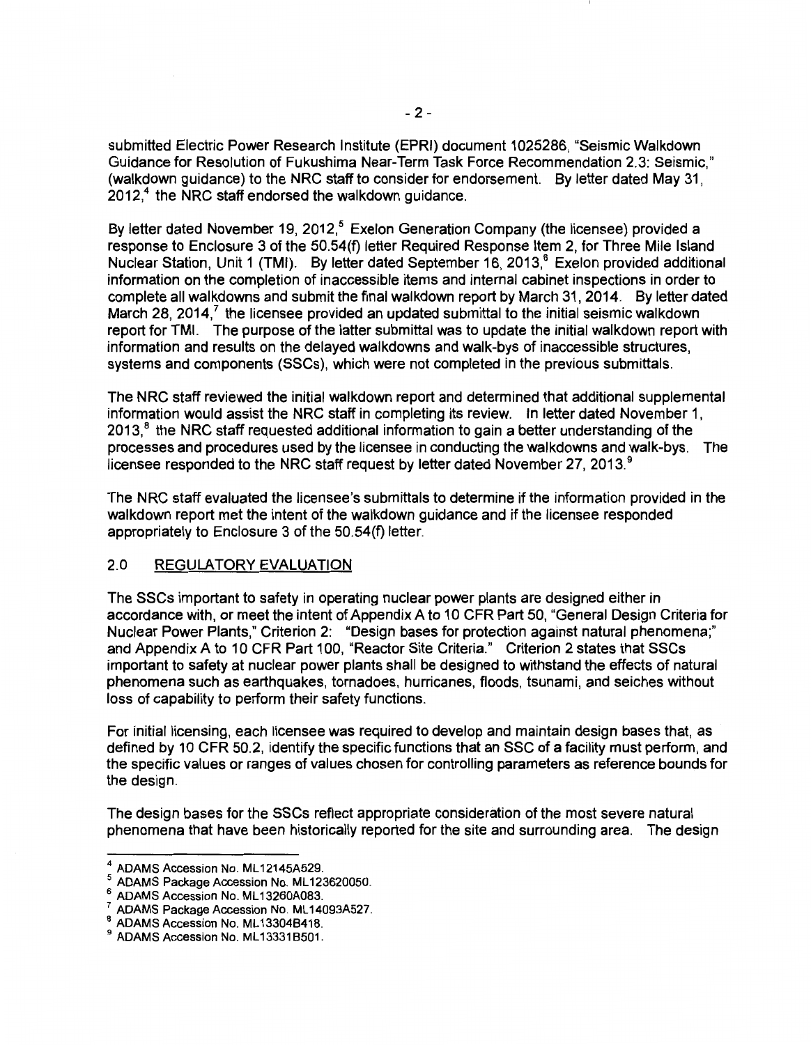submitted Electric Power Research Institute (EPRI) document 1025286, "Seismic Walkdown Guidance for Resolution of Fukushima Near-Term Task Force Recommendation 2.3: Seismic," (walkdown guidance) to the NRC staff to consider for endorsement. By letter dated May 31, 2012,[4] the NRC staff endorsed the walkdown guidance.

By letter dated November 19, 2012,[5] Exelon Generation Company (the licensee) provided a response to Enclosure 3 of the 50.54(f) letter Required Response Item 2, for Three Mile Island Nuclear Station, Unit 1 (TMI). By letter dated September 16, 2013,[6] Exelon provided additional information on the completion of inaccessible items and internal cabinet inspections in order to complete all walkdowns and submit the final walkdown report by March 31, 2014. By letter dated March 28, 2014,[7] the licensee provided an updated submittal to the initial seismic walkdown report for TMI. The purpose of the latter submittal was to update the initial walkdown report with information and results on the delayed walkdowns and walk-bys of inaccessible structures, systems and components (SSCs), which were not completed in the previous submittals.

The NRC staff reviewed the initial walkdown report and determined that additional supplemental information would assist the NRC staff in completing its review. In letter dated November 1, 2013,[8] the NRC staff requested additional information to gain a better understanding of the processes and procedures used by the licensee in conducting the walkdowns and walk-bys. The licensee responded to the NRC staff request by letter dated November 27, 2013.[9]

The NRC staff evaluated the licensee's submittals to determine if the information provided in the walkdown report met the intent of the walkdown guidance and if the licensee responded appropriately to Enclosure 3 of the 50.54(f) letter.

## 2.0 REGULATORY EVALUATION

The SSCs important to safety in operating nuclear power plants are designed either in accordance with, or meet the intent of Appendix A to 10 CFR Part 50, "General Design Criteria for Nuclear Power Plants," Criterion 2: "Design bases for protection against natural phenomena;" and Appendix A to 10 CFR Part 100, "Reactor Site Criteria." Criterion 2 states that SSCs important to safety at nuclear power plants shall be designed to withstand the effects of natural phenomena such as earthquakes, tornadoes, hurricanes, floods, tsunami, and seiches without loss of capability to perform their safety functions.

For initial licensing, each licensee was required to develop and maintain design bases that, as defined by 10 CFR 50.2, identify the specific functions that an SSC of a facility must perform, and the specific values or ranges of values chosen for controlling parameters as reference bounds for the design.

The design bases for the SSCs reflect appropriate consideration of the most severe natural phenomena that have been historically reported for the site and surrounding area. The design

---

[4] ADAMS Accession No. ML12145A529.

[5] ADAMS Package Accession No. ML123620050.

[6] ADAMS Accession No. ML13260A083.

[7] ADAMS Package Accession No. ML14093A527.

[8] ADAMS Accession No. ML13304B418.

[9] ADAMS Accession No. ML13331B501.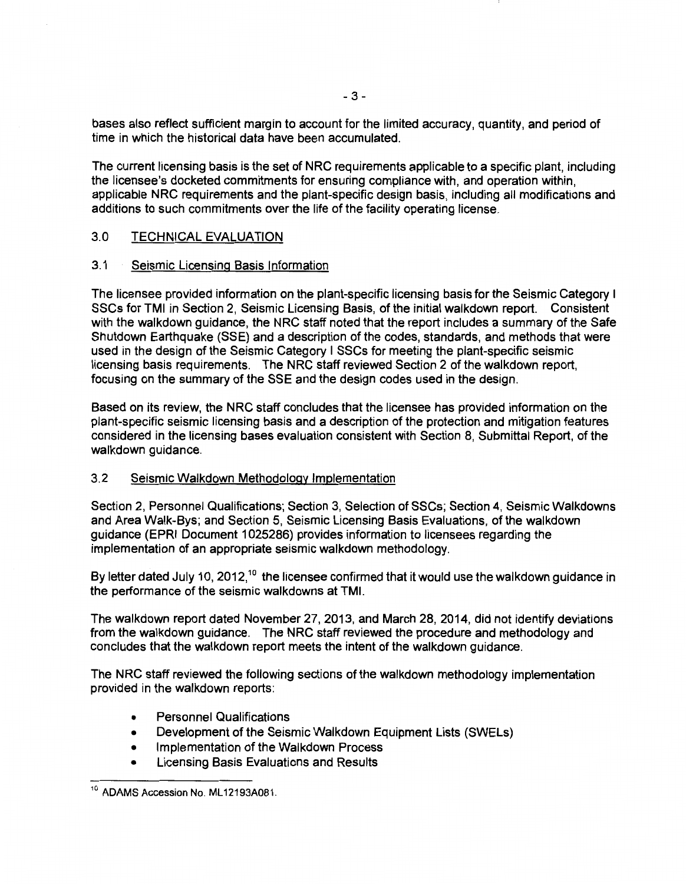bases also reflect sufficient margin to account for the limited accuracy, quantity, and period of time in which the historical data have been accumulated.

The current licensing basis is the set of NRC requirements applicable to a specific plant, including the licensee's docketed commitments for ensuring compliance with, and operation within, applicable NRC requirements and the plant-specific design basis, including all modifications and additions to such commitments over the life of the facility operating license.

## 3.0 TECHNICAL EVALUATION

### 3.1 Seismic Licensing Basis Information

The licensee provided information on the plant-specific licensing basis for the Seismic Category I SSCs for TMI in Section 2, Seismic Licensing Basis, of the initial walkdown report. Consistent with the walkdown guidance, the NRC staff noted that the report includes a summary of the Safe Shutdown Earthquake (SSE) and a description of the codes, standards, and methods that were used in the design of the Seismic Category I SSCs for meeting the plant-specific seismic licensing basis requirements. The NRC staff reviewed Section 2 of the walkdown report, focusing on the summary of the SSE and the design codes used in the design.

Based on its review, the NRC staff concludes that the licensee has provided information on the plant-specific seismic licensing basis and a description of the protection and mitigation features considered in the licensing bases evaluation consistent with Section 8, Submittal Report, of the walkdown guidance.

### 3.2 Seismic Walkdown Methodology Implementation

Section 2, Personnel Qualifications; Section 3, Selection of SSCs; Section 4, Seismic Walkdowns and Area Walk-Bys; and Section 5, Seismic Licensing Basis Evaluations, of the walkdown guidance (EPRI Document 1025286) provides information to licensees regarding the implementation of an appropriate seismic walkdown methodology.

By letter dated July 10, 2012,[10] the licensee confirmed that it would use the walkdown guidance in the performance of the seismic walkdowns at TMI.

The walkdown report dated November 27, 2013, and March 28, 2014, did not identify deviations from the walkdown guidance. The NRC staff reviewed the procedure and methodology and concludes that the walkdown report meets the intent of the walkdown guidance.

The NRC staff reviewed the following sections of the walkdown methodology implementation provided in the walkdown reports:

- Personnel Qualifications
- Development of the Seismic Walkdown Equipment Lists (SWELs)
- Implementation of the Walkdown Process
- Licensing Basis Evaluations and Results

---

[10] ADAMS Accession No. ML12193A081.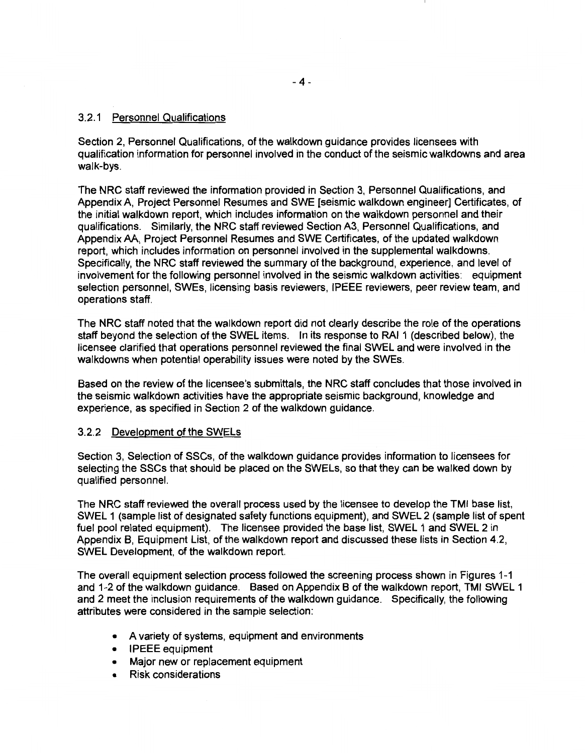### 3.2.1 Personnel Qualifications

Section 2, Personnel Qualifications, of the walkdown guidance provides licensees with qualification information for personnel involved in the conduct of the seismic walkdowns and area walk-bys.

The NRC staff reviewed the information provided in Section 3, Personnel Qualifications, and Appendix A, Project Personnel Resumes and SWE [seismic walkdown engineer] Certificates, of the initial walkdown report, which includes information on the walkdown personnel and their qualifications. Similarly, the NRC staff reviewed Section A3, Personnel Qualifications, and Appendix AA, Project Personnel Resumes and SWE Certificates, of the updated walkdown report, which includes information on personnel involved in the supplemental walkdowns. Specifically, the NRC staff reviewed the summary of the background, experience, and level of involvement for the following personnel involved in the seismic walkdown activities: equipment selection personnel, SWEs, licensing basis reviewers, IPEEE reviewers, peer review team, and operations staff.

The NRC staff noted that the walkdown report did not clearly describe the role of the operations staff beyond the selection of the SWEL items. In its response to RAI 1 (described below), the licensee clarified that operations personnel reviewed the final SWEL and were involved in the walkdowns when potential operability issues were noted by the SWEs.

Based on the review of the licensee's submittals, the NRC staff concludes that those involved in the seismic walkdown activities have the appropriate seismic background, knowledge and experience, as specified in Section 2 of the walkdown guidance.

### 3.2.2 Development of the SWELs

Section 3, Selection of SSCs, of the walkdown guidance provides information to licensees for selecting the SSCs that should be placed on the SWELs, so that they can be walked down by qualified personnel.

The NRC staff reviewed the overall process used by the licensee to develop the TMI base list, SWEL 1 (sample list of designated safety functions equipment), and SWEL 2 (sample list of spent fuel pool related equipment). The licensee provided the base list, SWEL 1 and SWEL 2 in Appendix B, Equipment List, of the walkdown report and discussed these lists in Section 4.2, SWEL Development, of the walkdown report.

The overall equipment selection process followed the screening process shown in Figures 1-1 and 1-2 of the walkdown guidance. Based on Appendix B of the walkdown report, TMI SWEL 1 and 2 meet the inclusion requirements of the walkdown guidance. Specifically, the following attributes were considered in the sample selection:

- A variety of systems, equipment and environments
- IPEEE equipment
- Major new or replacement equipment
- Risk considerations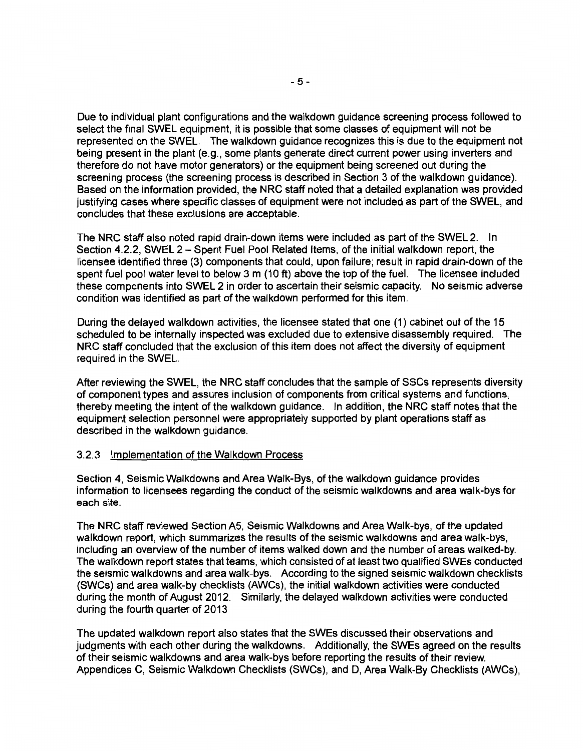Due to individual plant configurations and the walkdown guidance screening process followed to select the final SWEL equipment, it is possible that some classes of equipment will not be represented on the SWEL. The walkdown guidance recognizes this is due to the equipment not being present in the plant (e.g., some plants generate direct current power using inverters and therefore do not have motor generators) or the equipment being screened out during the screening process (the screening process is described in Section 3 of the walkdown guidance). Based on the information provided, the NRC staff noted that a detailed explanation was provided justifying cases where specific classes of equipment were not included as part of the SWEL, and concludes that these exclusions are acceptable.

The NRC staff also noted rapid drain-down items were included as part of the SWEL 2. In Section 4.2.2, SWEL 2 – Spent Fuel Pool Related Items, of the initial walkdown report, the licensee identified three (3) components that could, upon failure, result in rapid drain-down of the spent fuel pool water level to below 3 m (10 ft) above the top of the fuel. The licensee included these components into SWEL 2 in order to ascertain their seismic capacity. No seismic adverse condition was identified as part of the walkdown performed for this item.

During the delayed walkdown activities, the licensee stated that one (1) cabinet out of the 15 scheduled to be internally inspected was excluded due to extensive disassembly required. The NRC staff concluded that the exclusion of this item does not affect the diversity of equipment required in the SWEL.

After reviewing the SWEL, the NRC staff concludes that the sample of SSCs represents diversity of component types and assures inclusion of components from critical systems and functions, thereby meeting the intent of the walkdown guidance. In addition, the NRC staff notes that the equipment selection personnel were appropriately supported by plant operations staff as described in the walkdown guidance.

### 3.2.3 Implementation of the Walkdown Process

Section 4, Seismic Walkdowns and Area Walk-Bys, of the walkdown guidance provides information to licensees regarding the conduct of the seismic walkdowns and area walk-bys for each site.

The NRC staff reviewed Section A5, Seismic Walkdowns and Area Walk-bys, of the updated walkdown report, which summarizes the results of the seismic walkdowns and area walk-bys, including an overview of the number of items walked down and the number of areas walked-by. The walkdown report states that teams, which consisted of at least two qualified SWEs conducted the seismic walkdowns and area walk-bys. According to the signed seismic walkdown checklists (SWCs) and area walk-by checklists (AWCs), the initial walkdown activities were conducted during the month of August 2012. Similarly, the delayed walkdown activities were conducted during the fourth quarter of 2013

The updated walkdown report also states that the SWEs discussed their observations and judgments with each other during the walkdowns. Additionally, the SWEs agreed on the results of their seismic walkdowns and area walk-bys before reporting the results of their review. Appendices C, Seismic Walkdown Checklists (SWCs), and D, Area Walk-By Checklists (AWCs),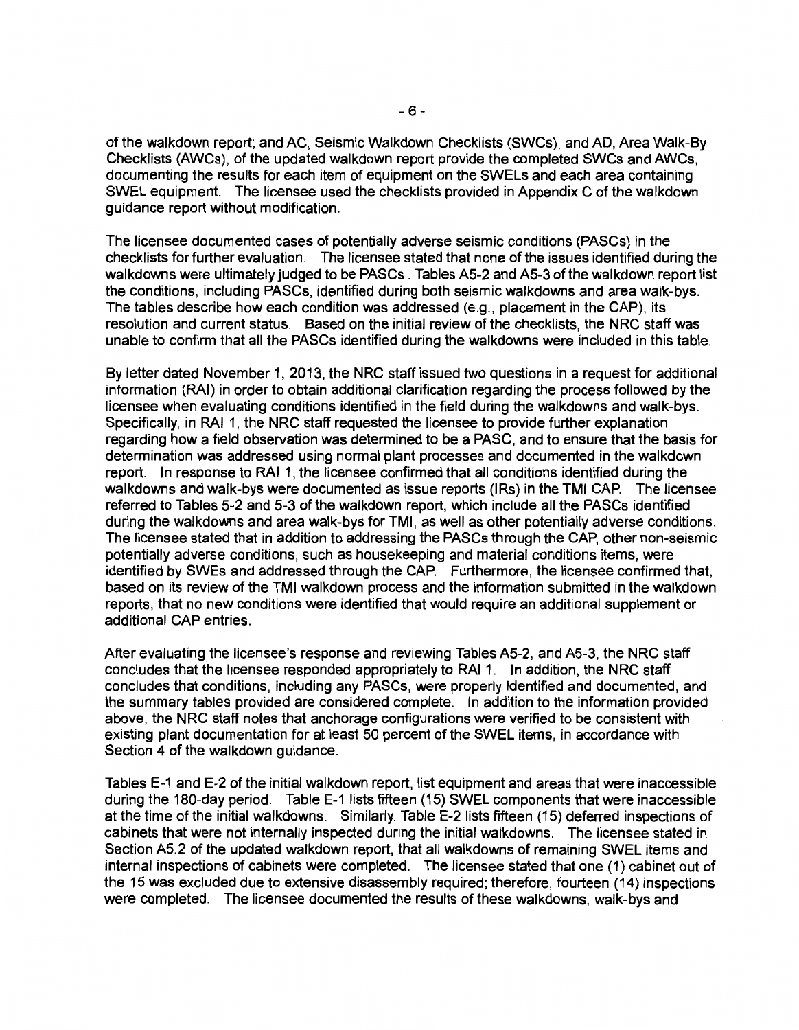of the walkdown report; and AC, Seismic Walkdown Checklists (SWCs), and AD, Area Walk-By Checklists (AWCs), of the updated walkdown report provide the completed SWCs and AWCs, documenting the results for each item of equipment on the SWELs and each area containing SWEL equipment. The licensee used the checklists provided in Appendix C of the walkdown guidance report without modification.

The licensee documented cases of potentially adverse seismic conditions (PASCs) in the checklists for further evaluation. The licensee stated that none of the issues identified during the walkdowns were ultimately judged to be PASCs . Tables A5-2 and A5-3 of the walkdown report list the conditions, including PASCs, identified during both seismic walkdowns and area walk-bys. The tables describe how each condition was addressed (e.g., placement in the CAP), its resolution and current status. Based on the initial review of the checklists, the NRC staff was unable to confirm that all the PASCs identified during the walkdowns were included in this table.

By letter dated November 1, 2013, the NRC staff issued two questions in a request for additional information (RAI) in order to obtain additional clarification regarding the process followed by the licensee when evaluating conditions identified in the field during the walkdowns and walk-bys. Specifically, in RAI 1, the NRC staff requested the licensee to provide further explanation regarding how a field observation was determined to be a PASC, and to ensure that the basis for determination was addressed using normal plant processes and documented in the walkdown report. In response to RAI 1, the licensee confirmed that all conditions identified during the walkdowns and walk-bys were documented as issue reports (IRs) in the TMI CAP. The licensee referred to Tables 5-2 and 5-3 of the walkdown report, which include all the PASCs identified during the walkdowns and area walk-bys for TMI, as well as other potentially adverse conditions. The licensee stated that in addition to addressing the PASCs through the CAP, other non-seismic potentially adverse conditions, such as housekeeping and material conditions items, were identified by SWEs and addressed through the CAP. Furthermore, the licensee confirmed that, based on its review of the TMI walkdown process and the information submitted in the walkdown reports, that no new conditions were identified that would require an additional supplement or additional CAP entries.

After evaluating the licensee's response and reviewing Tables A5-2, and A5-3, the NRC staff concludes that the licensee responded appropriately to RAI 1. In addition, the NRC staff concludes that conditions, including any PASCs, were properly identified and documented, and the summary tables provided are considered complete. In addition to the information provided above, the NRC staff notes that anchorage configurations were verified to be consistent with existing plant documentation for at least 50 percent of the SWEL items, in accordance with Section 4 of the walkdown guidance.

Tables E-1 and E-2 of the initial walkdown report, list equipment and areas that were inaccessible during the 180-day period. Table E-1 lists fifteen (15) SWEL components that were inaccessible at the time of the initial walkdowns. Similarly, Table E-2 lists fifteen (15) deferred inspections of cabinets that were not internally inspected during the initial walkdowns. The licensee stated in Section A5.2 of the updated walkdown report, that all walkdowns of remaining SWEL items and internal inspections of cabinets were completed. The licensee stated that one (1) cabinet out of the 15 was excluded due to extensive disassembly required; therefore, fourteen (14) inspections were completed. The licensee documented the results of these walkdowns, walk-bys and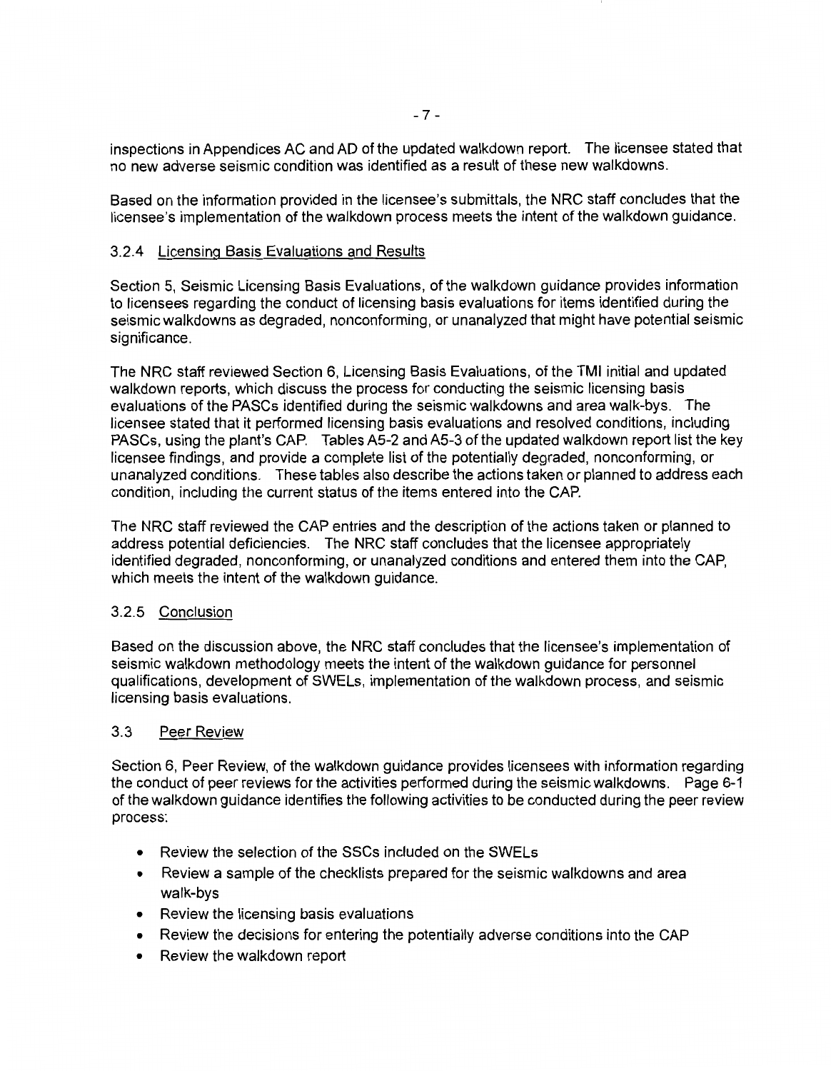inspections in Appendices AC and AD of the updated walkdown report. The licensee stated that no new adverse seismic condition was identified as a result of these new walkdowns.

Based on the information provided in the licensee's submittals, the NRC staff concludes that the licensee's implementation of the walkdown process meets the intent of the walkdown guidance.

### 3.2.4 Licensing Basis Evaluations and Results

Section 5, Seismic Licensing Basis Evaluations, of the walkdown guidance provides information to licensees regarding the conduct of licensing basis evaluations for items identified during the seismic walkdowns as degraded, nonconforming, or unanalyzed that might have potential seismic significance.

The NRC staff reviewed Section 6, Licensing Basis Evaluations, of the TMI initial and updated walkdown reports, which discuss the process for conducting the seismic licensing basis evaluations of the PASCs identified during the seismic walkdowns and area walk-bys. The licensee stated that it performed licensing basis evaluations and resolved conditions, including PASCs, using the plant's CAP. Tables A5-2 and A5-3 of the updated walkdown report list the key licensee findings, and provide a complete list of the potentially degraded, nonconforming, or unanalyzed conditions. These tables also describe the actions taken or planned to address each condition, including the current status of the items entered into the CAP.

The NRC staff reviewed the CAP entries and the description of the actions taken or planned to address potential deficiencies. The NRC staff concludes that the licensee appropriately identified degraded, nonconforming, or unanalyzed conditions and entered them into the CAP, which meets the intent of the walkdown guidance.

### 3.2.5 Conclusion

Based on the discussion above, the NRC staff concludes that the licensee's implementation of seismic walkdown methodology meets the intent of the walkdown guidance for personnel qualifications, development of SWELs, implementation of the walkdown process, and seismic licensing basis evaluations.

## 3.3 Peer Review

Section 6, Peer Review, of the walkdown guidance provides licensees with information regarding the conduct of peer reviews for the activities performed during the seismic walkdowns. Page 6-1 of the walkdown guidance identifies the following activities to be conducted during the peer review process:

- Review the selection of the SSCs included on the SWELs
- Review a sample of the checklists prepared for the seismic walkdowns and area walk-bys
- Review the licensing basis evaluations
- Review the decisions for entering the potentially adverse conditions into the CAP
- Review the walkdown report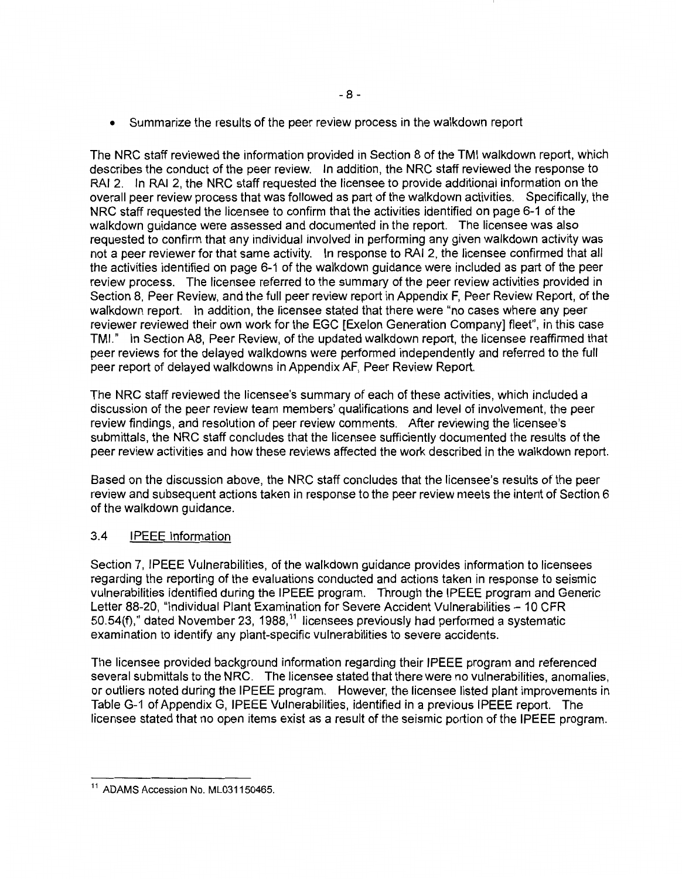- Summarize the results of the peer review process in the walkdown report

The NRC staff reviewed the information provided in Section 8 of the TMI walkdown report, which describes the conduct of the peer review. In addition, the NRC staff reviewed the response to RAI 2. In RAI 2, the NRC staff requested the licensee to provide additional information on the overall peer review process that was followed as part of the walkdown activities. Specifically, the NRC staff requested the licensee to confirm that the activities identified on page 6-1 of the walkdown guidance were assessed and documented in the report. The licensee was also requested to confirm that any individual involved in performing any given walkdown activity was not a peer reviewer for that same activity. In response to RAI 2, the licensee confirmed that all the activities identified on page 6-1 of the walkdown guidance were included as part of the peer review process. The licensee referred to the summary of the peer review activities provided in Section 8, Peer Review, and the full peer review report in Appendix F, Peer Review Report, of the walkdown report. In addition, the licensee stated that there were "no cases where any peer reviewer reviewed their own work for the EGC [Exelon Generation Company] fleet", in this case TMI." In Section A8, Peer Review, of the updated walkdown report, the licensee reaffirmed that peer reviews for the delayed walkdowns were performed independently and referred to the full peer report of delayed walkdowns in Appendix AF, Peer Review Report.

The NRC staff reviewed the licensee's summary of each of these activities, which included a discussion of the peer review team members' qualifications and level of involvement, the peer review findings, and resolution of peer review comments. After reviewing the licensee's submittals, the NRC staff concludes that the licensee sufficiently documented the results of the peer review activities and how these reviews affected the work described in the walkdown report.

Based on the discussion above, the NRC staff concludes that the licensee's results of the peer review and subsequent actions taken in response to the peer review meets the intent of Section 6 of the walkdown guidance.

### 3.4 IPEEE Information

Section 7, IPEEE Vulnerabilities, of the walkdown guidance provides information to licensees regarding the reporting of the evaluations conducted and actions taken in response to seismic vulnerabilities identified during the IPEEE program. Through the IPEEE program and Generic Letter 88-20, "Individual Plant Examination for Severe Accident Vulnerabilities – 10 CFR 50.54(f)," dated November 23, 1988,[11] licensees previously had performed a systematic examination to identify any plant-specific vulnerabilities to severe accidents.

The licensee provided background information regarding their IPEEE program and referenced several submittals to the NRC. The licensee stated that there were no vulnerabilities, anomalies, or outliers noted during the IPEEE program. However, the licensee listed plant improvements in Table G-1 of Appendix G, IPEEE Vulnerabilities, identified in a previous IPEEE report. The licensee stated that no open items exist as a result of the seismic portion of the IPEEE program.

[11] ADAMS Accession No. ML031150465.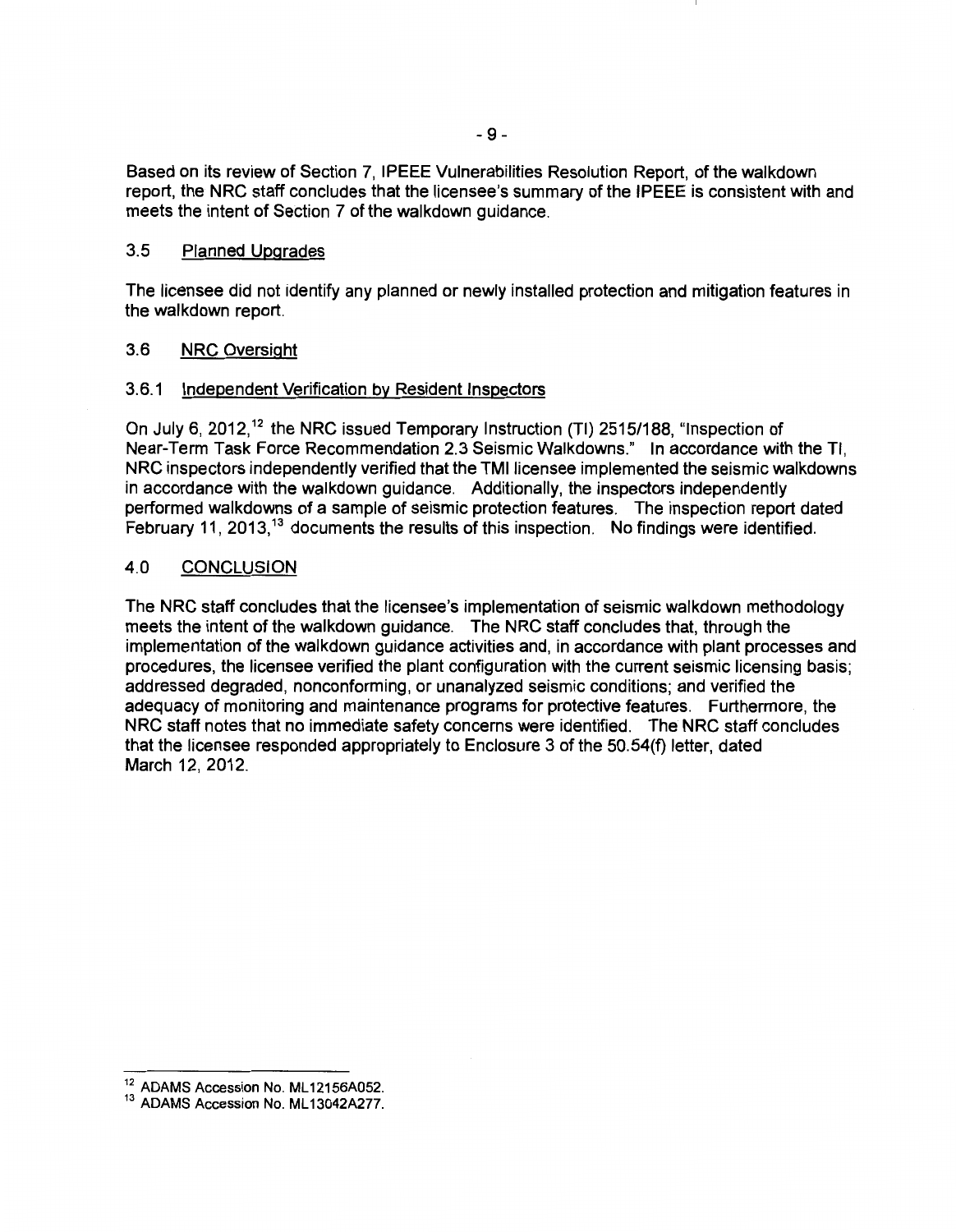Based on its review of Section 7, IPEEE Vulnerabilities Resolution Report, of the walkdown report, the NRC staff concludes that the licensee's summary of the IPEEE is consistent with and meets the intent of Section 7 of the walkdown guidance.

### 3.5 Planned Upgrades

The licensee did not identify any planned or newly installed protection and mitigation features in the walkdown report.

### 3.6 NRC Oversight

#### 3.6.1 Independent Verification by Resident Inspectors

On July 6, 2012,[12] the NRC issued Temporary Instruction (TI) 2515/188, "Inspection of Near-Term Task Force Recommendation 2.3 Seismic Walkdowns." In accordance with the TI, NRC inspectors independently verified that the TMI licensee implemented the seismic walkdowns in accordance with the walkdown guidance. Additionally, the inspectors independently performed walkdowns of a sample of seismic protection features. The inspection report dated February 11, 2013,[13] documents the results of this inspection. No findings were identified.

## 4.0 CONCLUSION

The NRC staff concludes that the licensee's implementation of seismic walkdown methodology meets the intent of the walkdown guidance. The NRC staff concludes that, through the implementation of the walkdown guidance activities and, in accordance with plant processes and procedures, the licensee verified the plant configuration with the current seismic licensing basis; addressed degraded, nonconforming, or unanalyzed seismic conditions; and verified the adequacy of monitoring and maintenance programs for protective features. Furthermore, the NRC staff notes that no immediate safety concerns were identified. The NRC staff concludes that the licensee responded appropriately to Enclosure 3 of the 50.54(f) letter, dated March 12, 2012.

---

[12] ADAMS Accession No. ML12156A052.

[13] ADAMS Accession No. ML13042A277.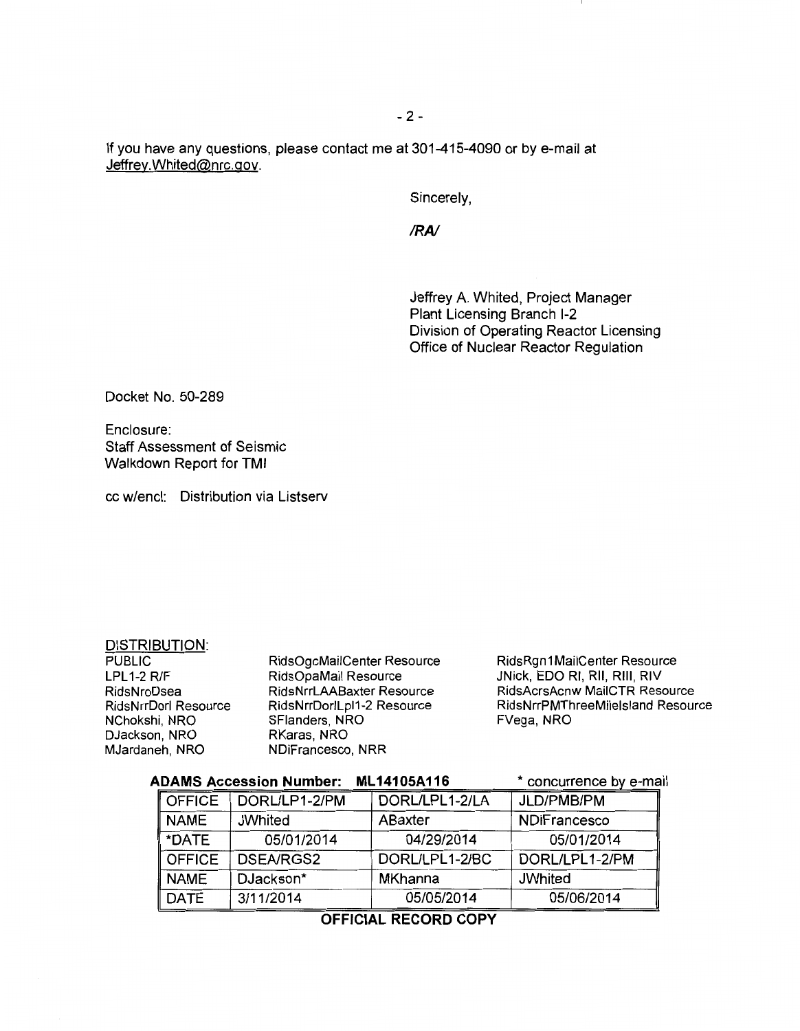If you have any questions, please contact me at 301-415-4090 or by e-mail at Jeffrey.Whited@nrc.gov.

Sincerely,

*/RA/*

Jeffrey A. Whited, Project Manager
Plant Licensing Branch I-2
Division of Operating Reactor Licensing
Office of Nuclear Reactor Regulation

Docket No. 50-289

Enclosure:
Staff Assessment of Seismic Walkdown Report for TMI

cc w/encl: Distribution via Listserv

DISTRIBUTION:
PUBLIC
LPL1-2 R/F
RidsNroDsea
RidsNrrDorl Resource
NChokshi, NRO
DJackson, NRO
MJardaneh, NRO
RidsOgcMailCenter Resource
RidsOpaMail Resource
RidsNrrLAABaxter Resource
RidsNrrDorlLpl1-2 Resource
SFlanders, NRO
RKaras, NRO
NDiFrancesco, NRR
RidsRgn1MailCenter Resource
JNick, EDO RI, RII, RIII, RIV
RidsAcrsAcnw MailCTR Resource
RidsNrrPMThreeMileIsland Resource
FVega, NRO

**ADAMS Accession Number: ML14105A116** * concurrence by e-mail

| OFFICE | DORL/LP1-2/PM | DORL/LPL1-2/LA | JLD/PMB/PM |
|---|---|---|---|
| NAME | JWhited | ABaxter | NDiFrancesco |
| *DATE | 05/01/2014 | 04/29/2014 | 05/01/2014 |
| OFFICE | DSEA/RGS2 | DORL/LPL1-2/BC | DORL/LPL1-2/PM |
| NAME | DJackson* | MKhanna | JWhited |
| DATE | 3/11/2014 | 05/05/2014 | 05/06/2014 |

**OFFICIAL RECORD COPY**